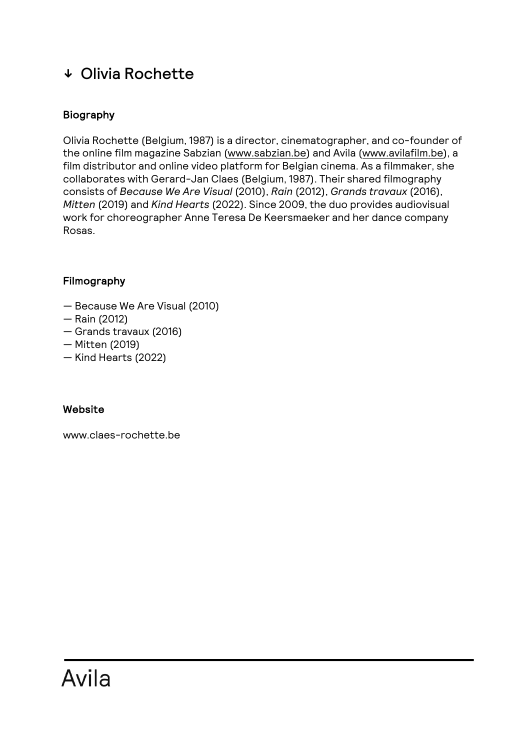# ↓ Olivia Rochette

## Biography

Olivia Rochette (Belgium, 1987) is a director, cinematographer, and co-founder of the online film magazine Sabzian (www.sabzian.be) and Avila (www.avilafilm.be), a film distributor and online video platform for Belgian cinema. As a filmmaker, she collaborates with Gerard-Jan Claes (Belgium, 1987). Their shared filmography consists of *Because We Are Visual* (2010), *Rain* (2012), *Grands travaux* (2016), *Mitten* (2019) and *Kind Hearts* (2022). Since 2009, the duo provides audiovisual work for choreographer Anne Teresa De Keersmaeker and her dance company Rosas.

## Filmography

— Because We Are Visual (2010)
— Rain (2012)
— Grands travaux (2016)
— Mitten (2019)
— Kind Hearts (2022)

## Website

www.claes-rochette.be

Avila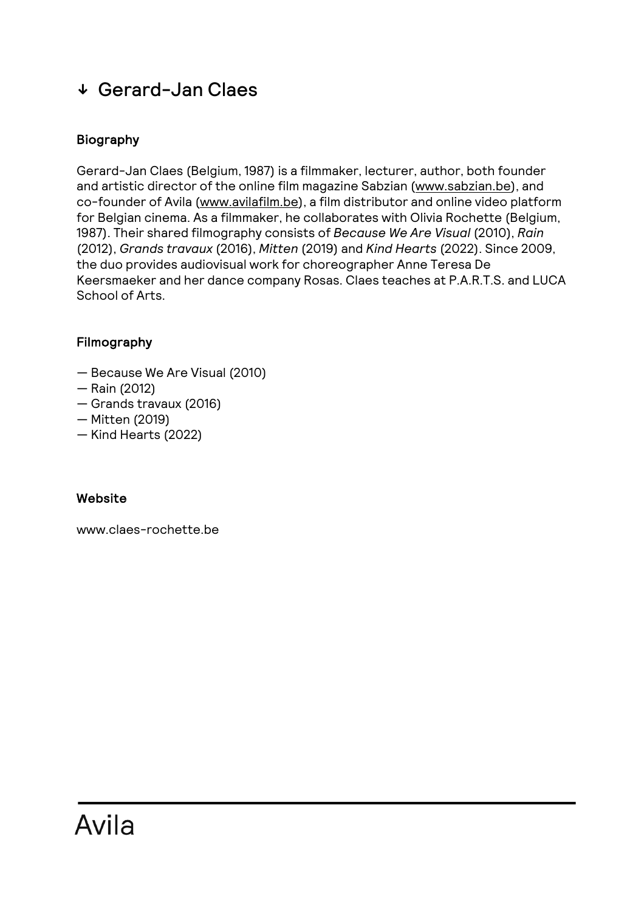## ↓ Gerard-Jan Claes

### Biography

Gerard-Jan Claes (Belgium, 1987) is a filmmaker, lecturer, author, both founder and artistic director of the online film magazine Sabzian (www.sabzian.be), and co-founder of Avila (www.avilafilm.be), a film distributor and online video platform for Belgian cinema. As a filmmaker, he collaborates with Olivia Rochette (Belgium, 1987). Their shared filmography consists of *Because We Are Visual* (2010), *Rain* (2012), *Grands travaux* (2016), *Mitten* (2019) and *Kind Hearts* (2022). Since 2009, the duo provides audiovisual work for choreographer Anne Teresa De Keersmaeker and her dance company Rosas. Claes teaches at P.A.R.T.S. and LUCA School of Arts.

### Filmography

— Because We Are Visual (2010)
— Rain (2012)
— Grands travaux (2016)
— Mitten (2019)
— Kind Hearts (2022)

### Website

www.claes-rochette.be

Avila